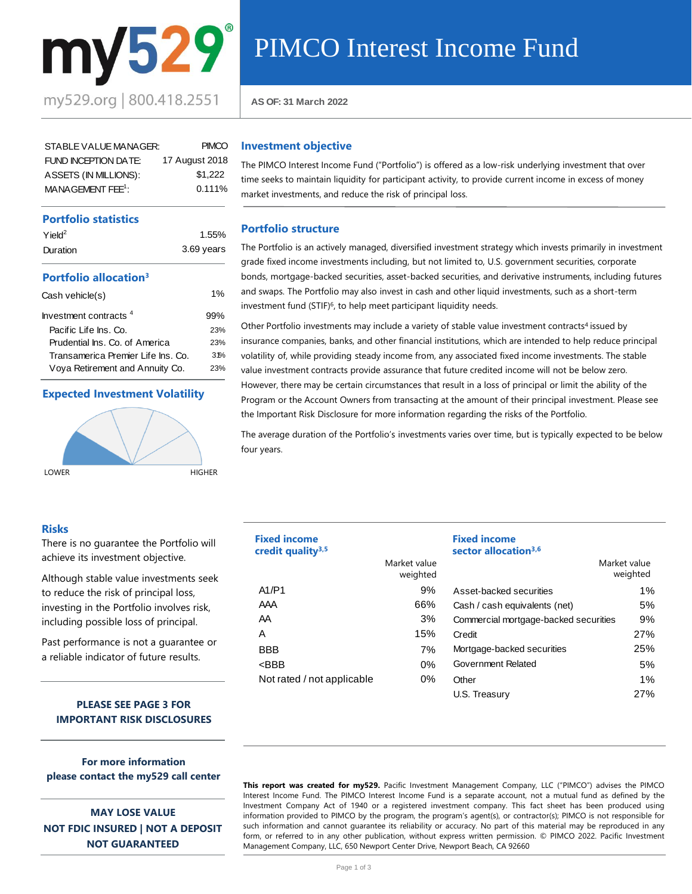my529

my529.org | 800.418.2551

# PIMCO Interest Income Fund

AS OF: 31 March 2022

| | |
|---|---|
| STABLE VALUE MANAGER: | PIMCO |
| FUND INCEPTION DATE: | 17 August 2018 |
| ASSETS (IN MILLIONS): | $1,222 |
| MANAGEMENT FEE[1]: | 0.111% |

## Portfolio statistics

| | |
|---|---|
| Yield[2] | 1.55% |
| Duration | 3.69 years |

## Portfolio allocation[3]

| | |
|---|---|
| Cash vehicle(s) | 1% |
| Investment contracts [4] | 99% |
| Pacific Life Ins. Co. | 23% |
| Prudential Ins. Co. of America | 23% |
| Transamerica Premier Life Ins. Co. | 31% |
| Voya Retirement and Annuity Co. | 23% |

## Expected Investment Volatility

LOWER HIGHER

## Investment objective

The PIMCO Interest Income Fund ("Portfolio") is offered as a low-risk underlying investment that over time seeks to maintain liquidity for participant activity, to provide current income in excess of money market investments, and reduce the risk of principal loss.

## Portfolio structure

The Portfolio is an actively managed, diversified investment strategy which invests primarily in investment grade fixed income investments including, but not limited to, U.S. government securities, corporate bonds, mortgage-backed securities, asset-backed securities, and derivative instruments, including futures and swaps. The Portfolio may also invest in cash and other liquid investments, such as a short-term investment fund (STIF)[6], to help meet participant liquidity needs.

Other Portfolio investments may include a variety of stable value investment contracts[4] issued by insurance companies, banks, and other financial institutions, which are intended to help reduce principal volatility of, while providing steady income from, any associated fixed income investments. The stable value investment contracts provide assurance that future credited income will not be below zero. However, there may be certain circumstances that result in a loss of principal or limit the ability of the Program or the Account Owners from transacting at the amount of their principal investment. Please see the Important Risk Disclosure for more information regarding the risks of the Portfolio.

The average duration of the Portfolio's investments varies over time, but is typically expected to be below four years.

## Risks

There is no guarantee the Portfolio will achieve its investment objective.

Although stable value investments seek to reduce the risk of principal loss, investing in the Portfolio involves risk, including possible loss of principal.

Past performance is not a guarantee or a reliable indicator of future results.

**PLEASE SEE PAGE 3 FOR IMPORTANT RISK DISCLOSURES**

**For more information please contact the my529 call center**

**MAY LOSE VALUE**
**NOT FDIC INSURED | NOT A DEPOSIT**
**NOT GUARANTEED**

## Fixed income credit quality[3,5]

| | Market value weighted |
|---|---|
| A1/P1 | 9% |
| AAA | 66% |
| AA | 3% |
| A | 15% |
| BBB | 7% |
| <BBB | 0% |
| Not rated / not applicable | 0% |

## Fixed income sector allocation[3,6]

| | Market value weighted |
|---|---|
| Asset-backed securities | 1% |
| Cash / cash equivalents (net) | 5% |
| Commercial mortgage-backed securities | 9% |
| Credit | 27% |
| Mortgage-backed securities | 25% |
| Government Related | 5% |
| Other | 1% |
| U.S. Treasury | 27% |

**This report was created for my529.** Pacific Investment Management Company, LLC ("PIMCO") advises the PIMCO Interest Income Fund. The PIMCO Interest Income Fund is a separate account, not a mutual fund as defined by the Investment Company Act of 1940 or a registered investment company. This fact sheet has been produced using information provided to PIMCO by the program, the program's agent(s), or contractor(s); PIMCO is not responsible for such information and cannot guarantee its reliability or accuracy. No part of this material may be reproduced in any form, or referred to in any other publication, without express written permission. © PIMCO 2022. Pacific Investment Management Company, LLC, 650 Newport Center Drive, Newport Beach, CA 92660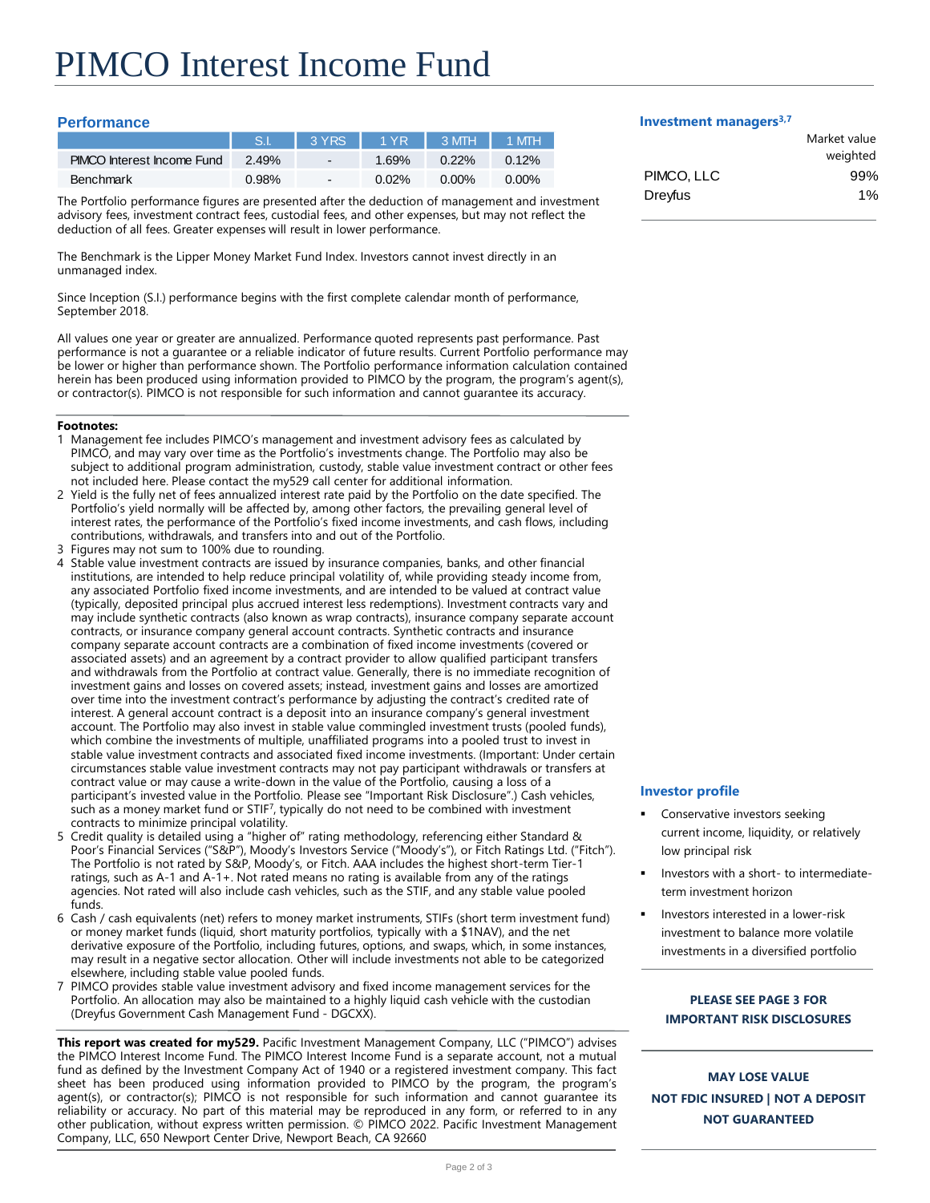# PIMCO Interest Income Fund

## Performance

| | S.I. | 3 YRS | 1 YR | 3 MTH | 1 MTH |
|---|---|---|---|---|---|
| PIMCO Interest Income Fund | 2.49% | - | 1.69% | 0.22% | 0.12% |
| Benchmark | 0.98% | - | 0.02% | 0.00% | 0.00% |

The Portfolio performance figures are presented after the deduction of management and investment advisory fees, investment contract fees, custodial fees, and other expenses, but may not reflect the deduction of all fees. Greater expenses will result in lower performance.

The Benchmark is the Lipper Money Market Fund Index. Investors cannot invest directly in an unmanaged index.

Since Inception (S.I.) performance begins with the first complete calendar month of performance, September 2018.

All values one year or greater are annualized. Performance quoted represents past performance. Past performance is not a guarantee or a reliable indicator of future results. Current Portfolio performance may be lower or higher than performance shown. The Portfolio performance information calculation contained herein has been produced using information provided to PIMCO by the program, the program's agent(s), or contractor(s). PIMCO is not responsible for such information and cannot guarantee its accuracy.

**Footnotes:**

1. Management fee includes PIMCO's management and investment advisory fees as calculated by PIMCO, and may vary over time as the Portfolio's investments change. The Portfolio may also be subject to additional program administration, custody, stable value investment contract or other fees not included here. Please contact the my529 call center for additional information.
2. Yield is the fully net of fees annualized interest rate paid by the Portfolio on the date specified. The Portfolio's yield normally will be affected by, among other factors, the prevailing general level of interest rates, the performance of the Portfolio's fixed income investments, and cash flows, including contributions, withdrawals, and transfers into and out of the Portfolio.
3. Figures may not sum to 100% due to rounding.
4. Stable value investment contracts are issued by insurance companies, banks, and other financial institutions, are intended to help reduce principal volatility of, while providing steady income from, any associated Portfolio fixed income investments, and are intended to be valued at contract value (typically, deposited principal plus accrued interest less redemptions). Investment contracts vary and may include synthetic contracts (also known as wrap contracts), insurance company separate account contracts, or insurance company general account contracts. Synthetic contracts and insurance company separate account contracts are a combination of fixed income investments (covered or associated assets) and an agreement by a contract provider to allow qualified participant transfers and withdrawals from the Portfolio at contract value. Generally, there is no immediate recognition of investment gains and losses on covered assets; instead, investment gains and losses are amortized over time into the investment contract's performance by adjusting the contract's credited rate of interest. A general account contract is a deposit into an insurance company's general investment account. The Portfolio may also invest in stable value commingled investment trusts (pooled funds), which combine the investments of multiple, unaffiliated programs into a pooled trust to invest in stable value investment contracts and associated fixed income investments. (Important: Under certain circumstances stable value investment contracts may not pay participant withdrawals or transfers at contract value or may cause a write-down in the value of the Portfolio, causing a loss of a participant's invested value in the Portfolio. Please see "Important Risk Disclosure".) Cash vehicles, such as a money market fund or STIF[7], typically do not need to be combined with investment contracts to minimize principal volatility.
5. Credit quality is detailed using a "higher of" rating methodology, referencing either Standard & Poor's Financial Services ("S&P"), Moody's Investors Service ("Moody's"), or Fitch Ratings Ltd. ("Fitch"). The Portfolio is not rated by S&P, Moody's, or Fitch. AAA includes the highest short-term Tier-1 ratings, such as A-1 and A-1+. Not rated means no rating is available from any of the ratings agencies. Not rated will also include cash vehicles, such as the STIF, and any stable value pooled funds.
6. Cash / cash equivalents (net) refers to money market instruments, STIFs (short term investment fund) or money market funds (liquid, short maturity portfolios, typically with a $1NAV), and the net derivative exposure of the Portfolio, including futures, options, and swaps, which, in some instances, may result in a negative sector allocation. Other will include investments not able to be categorized elsewhere, including stable value pooled funds.
7. PIMCO provides stable value investment advisory and fixed income management services for the Portfolio. An allocation may also be maintained to a highly liquid cash vehicle with the custodian (Dreyfus Government Cash Management Fund - DGCXX).

**This report was created for my529.** Pacific Investment Management Company, LLC ("PIMCO") advises the PIMCO Interest Income Fund. The PIMCO Interest Income Fund is a separate account, not a mutual fund as defined by the Investment Company Act of 1940 or a registered investment company. This fact sheet has been produced using information provided to PIMCO by the program, the program's agent(s), or contractor(s); PIMCO is not responsible for such information and cannot guarantee its reliability or accuracy. No part of this material may be reproduced in any form, or referred to in any other publication, without express written permission. © PIMCO 2022. Pacific Investment Management Company, LLC, 650 Newport Center Drive, Newport Beach, CA 92660

## Investment managers[3,7]

| | Market value weighted |
|---|---|
| PIMCO, LLC | 99% |
| Dreyfus | 1% |

## Investor profile

- Conservative investors seeking current income, liquidity, or relatively low principal risk
- Investors with a short- to intermediate-term investment horizon
- Investors interested in a lower-risk investment to balance more volatile investments in a diversified portfolio

**PLEASE SEE PAGE 3 FOR IMPORTANT RISK DISCLOSURES**

**MAY LOSE VALUE**
**NOT FDIC INSURED | NOT A DEPOSIT**
**NOT GUARANTEED**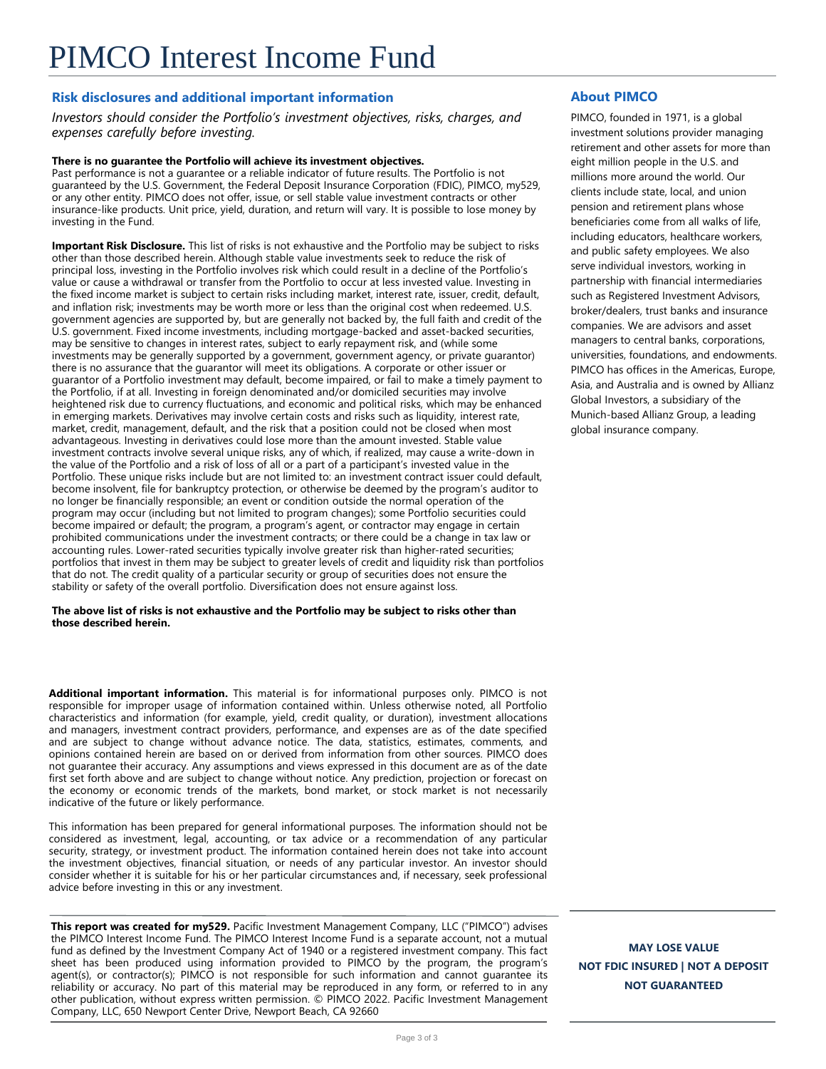# PIMCO Interest Income Fund

## Risk disclosures and additional important information

*Investors should consider the Portfolio's investment objectives, risks, charges, and expenses carefully before investing.*

**There is no guarantee the Portfolio will achieve its investment objectives.**
Past performance is not a guarantee or a reliable indicator of future results. The Portfolio is not guaranteed by the U.S. Government, the Federal Deposit Insurance Corporation (FDIC), PIMCO, my529, or any other entity. PIMCO does not offer, issue, or sell stable value investment contracts or other insurance-like products. Unit price, yield, duration, and return will vary. It is possible to lose money by investing in the Fund.

**Important Risk Disclosure.** This list of risks is not exhaustive and the Portfolio may be subject to risks other than those described herein. Although stable value investments seek to reduce the risk of principal loss, investing in the Portfolio involves risk which could result in a decline of the Portfolio's value or cause a withdrawal or transfer from the Portfolio to occur at less invested value. Investing in the fixed income market is subject to certain risks including market, interest rate, issuer, credit, default, and inflation risk; investments may be worth more or less than the original cost when redeemed. U.S. government agencies are supported by, but are generally not backed by, the full faith and credit of the U.S. government. Fixed income investments, including mortgage-backed and asset-backed securities, may be sensitive to changes in interest rates, subject to early repayment risk, and (while some investments may be generally supported by a government, government agency, or private guarantor) there is no assurance that the guarantor will meet its obligations. A corporate or other issuer or guarantor of a Portfolio investment may default, become impaired, or fail to make a timely payment to the Portfolio, if at all. Investing in foreign denominated and/or domiciled securities may involve heightened risk due to currency fluctuations, and economic and political risks, which may be enhanced in emerging markets. Derivatives may involve certain costs and risks such as liquidity, interest rate, market, credit, management, default, and the risk that a position could not be closed when most advantageous. Investing in derivatives could lose more than the amount invested. Stable value investment contracts involve several unique risks, any of which, if realized, may cause a write-down in the value of the Portfolio and a risk of loss of all or a part of a participant's invested value in the Portfolio. These unique risks include but are not limited to: an investment contract issuer could default, become insolvent, file for bankruptcy protection, or otherwise be deemed by the program's auditor to no longer be financially responsible; an event or condition outside the normal operation of the program may occur (including but not limited to program changes); some Portfolio securities could become impaired or default; the program, a program's agent, or contractor may engage in certain prohibited communications under the investment contracts; or there could be a change in tax law or accounting rules. Lower-rated securities typically involve greater risk than higher-rated securities; portfolios that invest in them may be subject to greater levels of credit and liquidity risk than portfolios that do not. The credit quality of a particular security or group of securities does not ensure the stability or safety of the overall portfolio. Diversification does not ensure against loss.

**The above list of risks is not exhaustive and the Portfolio may be subject to risks other than those described herein.**

**Additional important information.** This material is for informational purposes only. PIMCO is not responsible for improper usage of information contained within. Unless otherwise noted, all Portfolio characteristics and information (for example, yield, credit quality, or duration), investment allocations and managers, investment contract providers, performance, and expenses are as of the date specified and are subject to change without advance notice. The data, statistics, estimates, comments, and opinions contained herein are based on or derived from information from other sources. PIMCO does not guarantee their accuracy. Any assumptions and views expressed in this document are as of the date first set forth above and are subject to change without notice. Any prediction, projection or forecast on the economy or economic trends of the markets, bond market, or stock market is not necessarily indicative of the future or likely performance.

This information has been prepared for general informational purposes. The information should not be considered as investment, legal, accounting, or tax advice or a recommendation of any particular security, strategy, or investment product. The information contained herein does not take into account the investment objectives, financial situation, or needs of any particular investor. An investor should consider whether it is suitable for his or her particular circumstances and, if necessary, seek professional advice before investing in this or any investment.

**This report was created for my529.** Pacific Investment Management Company, LLC ("PIMCO") advises the PIMCO Interest Income Fund. The PIMCO Interest Income Fund is a separate account, not a mutual fund as defined by the Investment Company Act of 1940 or a registered investment company. This fact sheet has been produced using information provided to PIMCO by the program, the program's agent(s), or contractor(s); PIMCO is not responsible for such information and cannot guarantee its reliability or accuracy. No part of this material may be reproduced in any form, or referred to in any other publication, without express written permission. © PIMCO 2022. Pacific Investment Management Company, LLC, 650 Newport Center Drive, Newport Beach, CA 92660

## About PIMCO

PIMCO, founded in 1971, is a global investment solutions provider managing retirement and other assets for more than eight million people in the U.S. and millions more around the world. Our clients include state, local, and union pension and retirement plans whose beneficiaries come from all walks of life, including educators, healthcare workers, and public safety employees. We also serve individual investors, working in partnership with financial intermediaries such as Registered Investment Advisors, broker/dealers, trust banks and insurance companies. We are advisors and asset managers to central banks, corporations, universities, foundations, and endowments. PIMCO has offices in the Americas, Europe, Asia, and Australia and is owned by Allianz Global Investors, a subsidiary of the Munich-based Allianz Group, a leading global insurance company.

**MAY LOSE VALUE**
**NOT FDIC INSURED | NOT A DEPOSIT**
**NOT GUARANTEED**